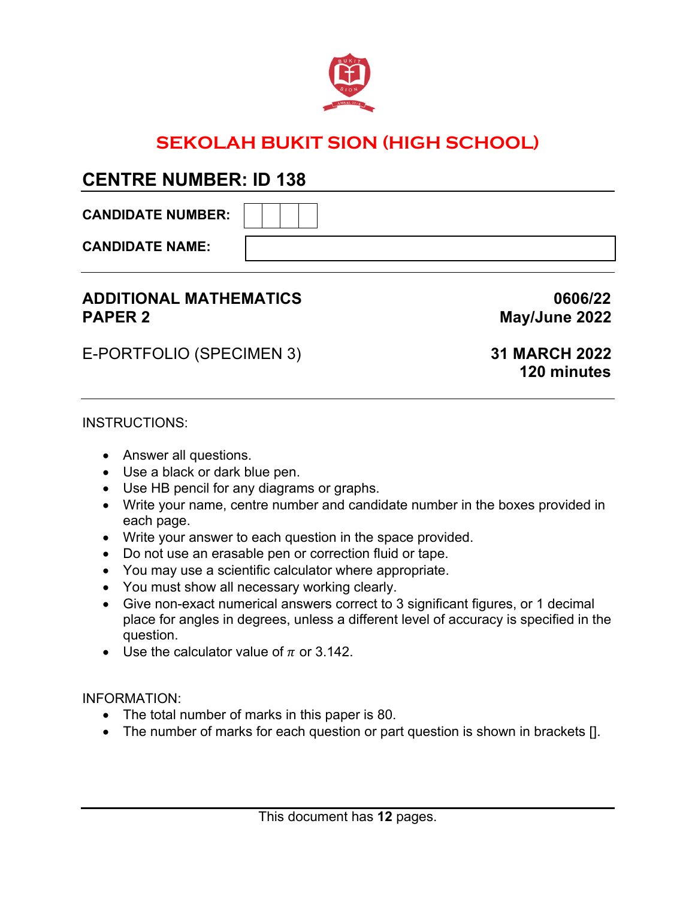# SEKOLAH BUKIT SION (HIGH SCHOOL)

## CENTRE NUMBER: ID 138

**CANDIDATE NUMBER:**

**CANDIDATE NAME:**

---

**ADDITIONAL MATHEMATICS** **0606/22**
**PAPER 2** **May/June 2022**

E-PORTFOLIO (SPECIMEN 3) **31 MARCH 2022**
**120 minutes**

---

INSTRUCTIONS:

- Answer all questions.
- Use a black or dark blue pen.
- Use HB pencil for any diagrams or graphs.
- Write your name, centre number and candidate number in the boxes provided in each page.
- Write your answer to each question in the space provided.
- Do not use an erasable pen or correction fluid or tape.
- You may use a scientific calculator where appropriate.
- You must show all necessary working clearly.
- Give non-exact numerical answers correct to 3 significant figures, or 1 decimal place for angles in degrees, unless a different level of accuracy is specified in the question.
- Use the calculator value of $\pi$ or 3.142.

INFORMATION:

- The total number of marks in this paper is 80.
- The number of marks for each question or part question is shown in brackets [].

---

This document has **12** pages.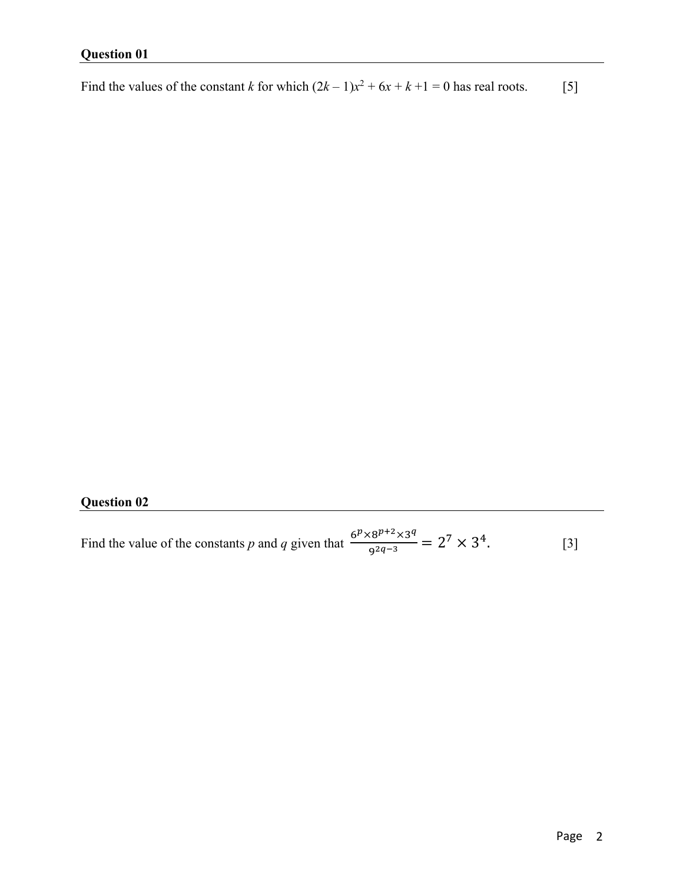**Question 01**

Find the values of the constant $k$ for which $(2k - 1)x^2 + 6x + k + 1 = 0$ has real roots. [5]

**Question 02**

Find the value of the constants $p$ and $q$ given that $\frac{6^p \times 8^{p+2} \times 3^q}{9^{2q-3}} = 2^7 \times 3^4$. [3]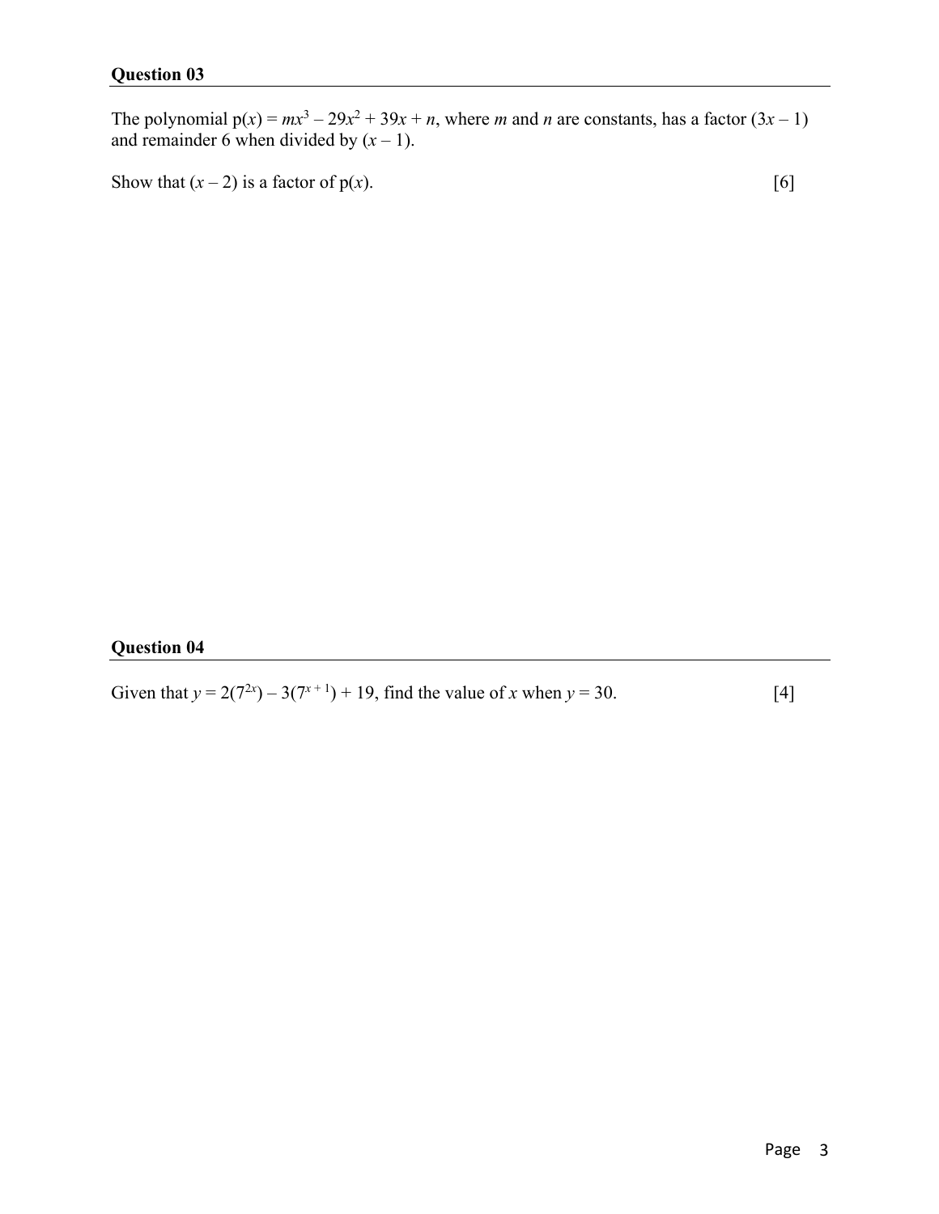**Question 03**

The polynomial $p(x) = mx^3 - 29x^2 + 39x + n$, where $m$ and $n$ are constants, has a factor $(3x - 1)$ and remainder 6 when divided by $(x - 1)$.

Show that $(x - 2)$ is a factor of $p(x)$. [6]

**Question 04**

Given that $y = 2(7^{2x}) - 3(7^{x+1}) + 19$, find the value of $x$ when $y = 30$. [4]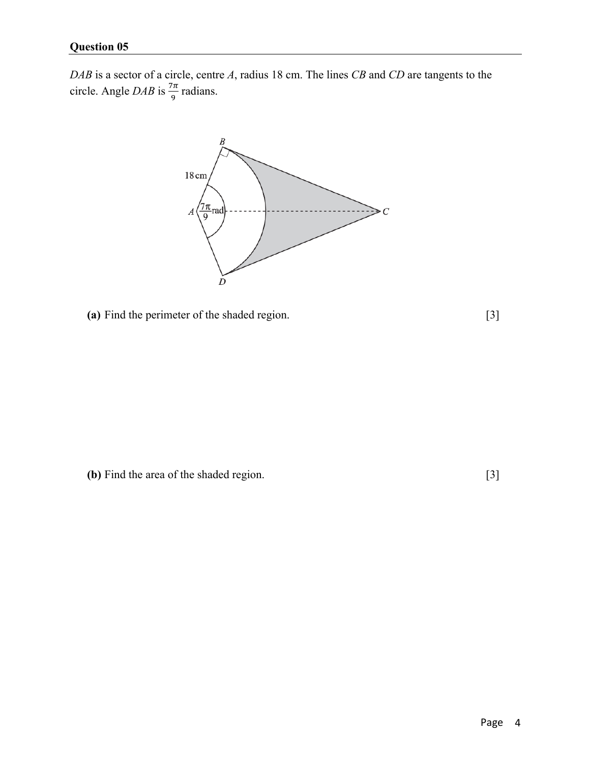## Question 05

*DAB* is a sector of a circle, centre *A*, radius 18 cm. The lines *CB* and *CD* are tangents to the circle. Angle *DAB* is $\frac{7\pi}{9}$ radians.

B

18 cm

A

$\frac{7\pi}{9}$ rad

C

D

**(a)** Find the perimeter of the shaded region. [3]

**(b)** Find the area of the shaded region. [3]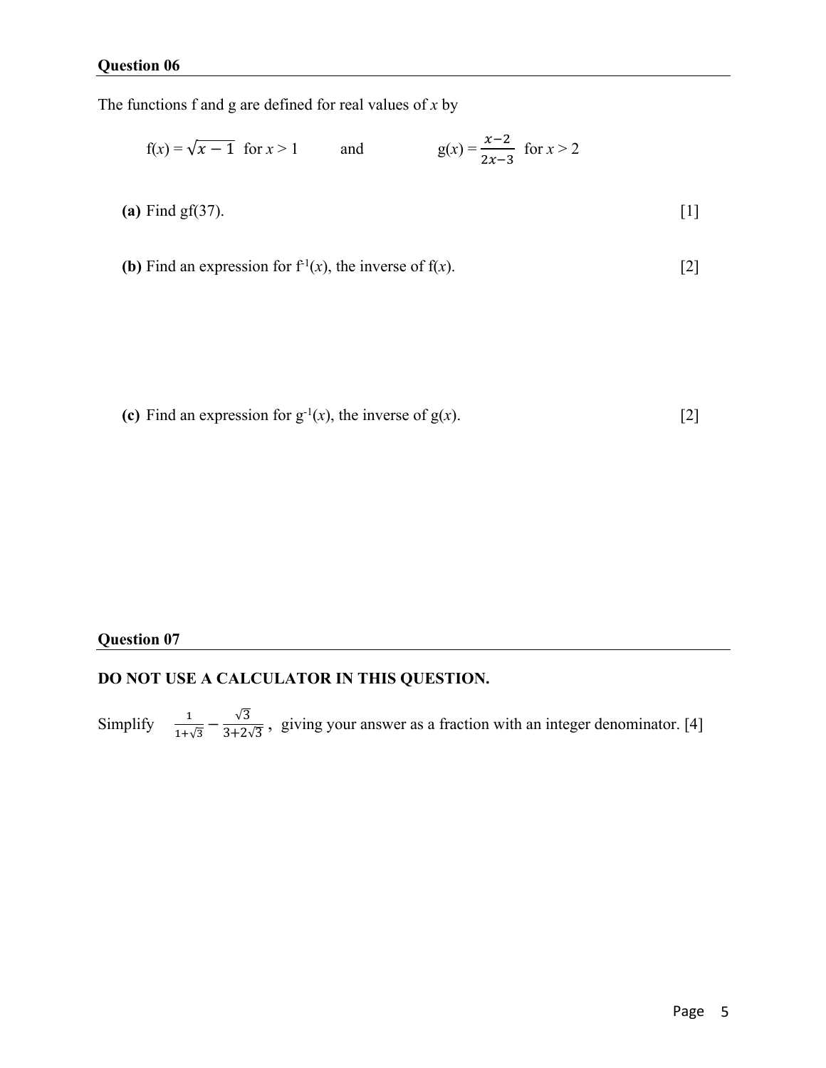### Question 06

The functions f and g are defined for real values of $x$ by

$$f(x) = \sqrt{x-1} \text{ for } x > 1 \qquad \text{and} \qquad g(x) = \frac{x-2}{2x-3} \text{ for } x > 2$$

**(a)** Find gf(37). [1]

**(b)** Find an expression for $f^{-1}(x)$, the inverse of $f(x)$. [2]

**(c)** Find an expression for $g^{-1}(x)$, the inverse of $g(x)$. [2]

### Question 07

**DO NOT USE A CALCULATOR IN THIS QUESTION.**

Simplify $\frac{1}{1+\sqrt{3}} - \frac{\sqrt{3}}{3+2\sqrt{3}}$, giving your answer as a fraction with an integer denominator. [4]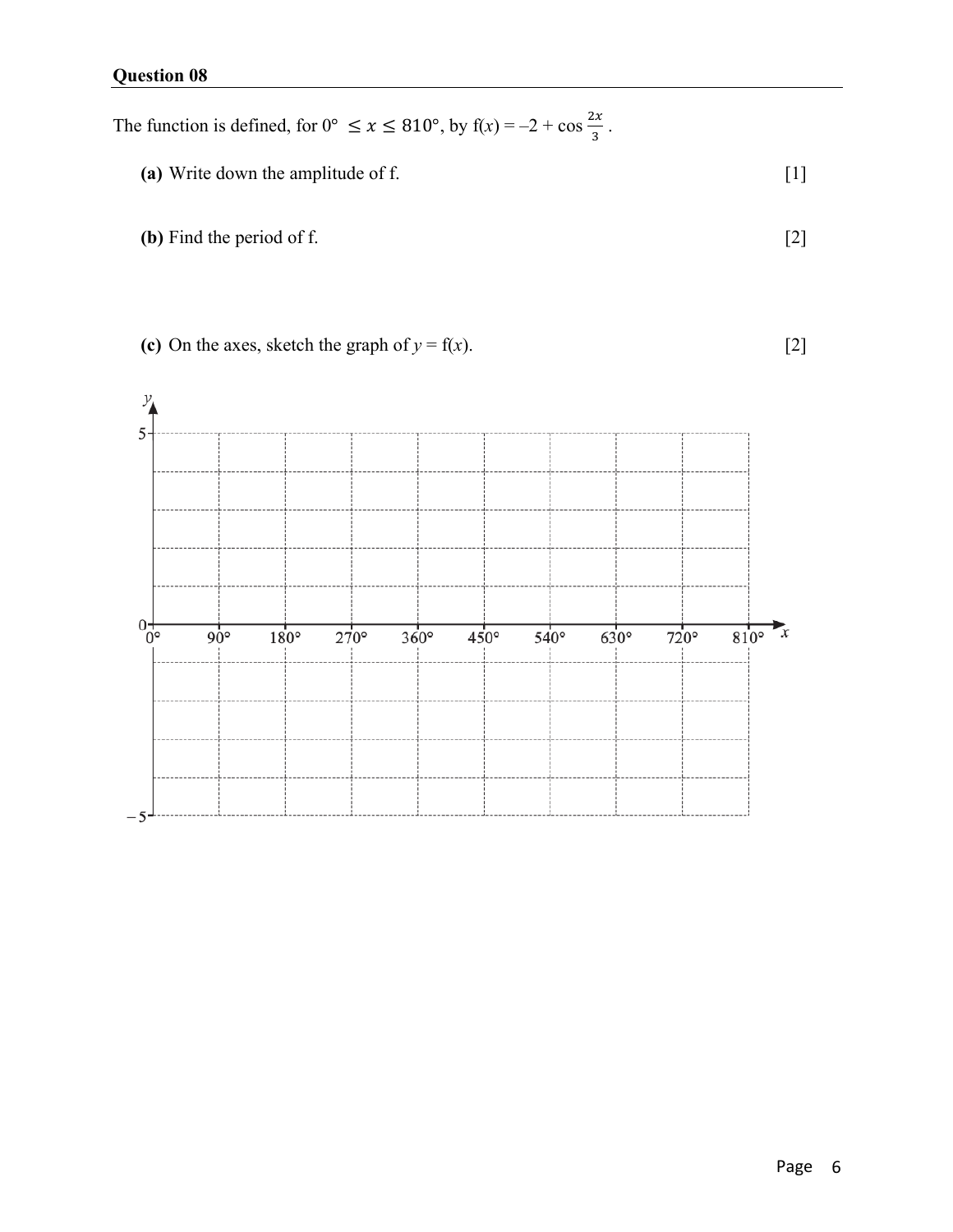## Question 08

The function is defined, for $0° \leq x \leq 810°$, by $f(x) = -2 + \cos \frac{2x}{3}$.

**(a)** Write down the amplitude of f. [1]

**(b)** Find the period of f. [2]

**(c)** On the axes, sketch the graph of $y = f(x)$. [2]

y

5

0

−5

0°

90°

180°

270°

360°

450°

540°

630°

720°

810°

x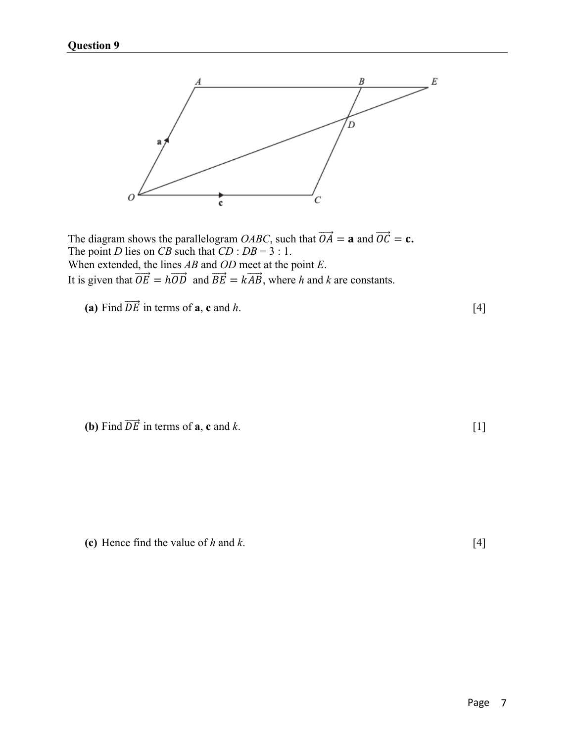## Question 9

A B E
D
a
O c C

The diagram shows the parallelogram $OABC$, such that $\overrightarrow{OA} = \mathbf{a}$ and $\overrightarrow{OC} = \mathbf{c}$.
The point $D$ lies on $CB$ such that $CD : DB = 3 : 1$.
When extended, the lines $AB$ and $OD$ meet at the point $E$.
It is given that $\overrightarrow{OE} = h\overrightarrow{OD}$ and $\overrightarrow{BE} = k\overrightarrow{AB}$, where $h$ and $k$ are constants.

**(a)** Find $\overrightarrow{DE}$ in terms of $\mathbf{a}$, $\mathbf{c}$ and $h$. [4]

**(b)** Find $\overrightarrow{DE}$ in terms of $\mathbf{a}$, $\mathbf{c}$ and $k$. [1]

**(c)** Hence find the value of $h$ and $k$. [4]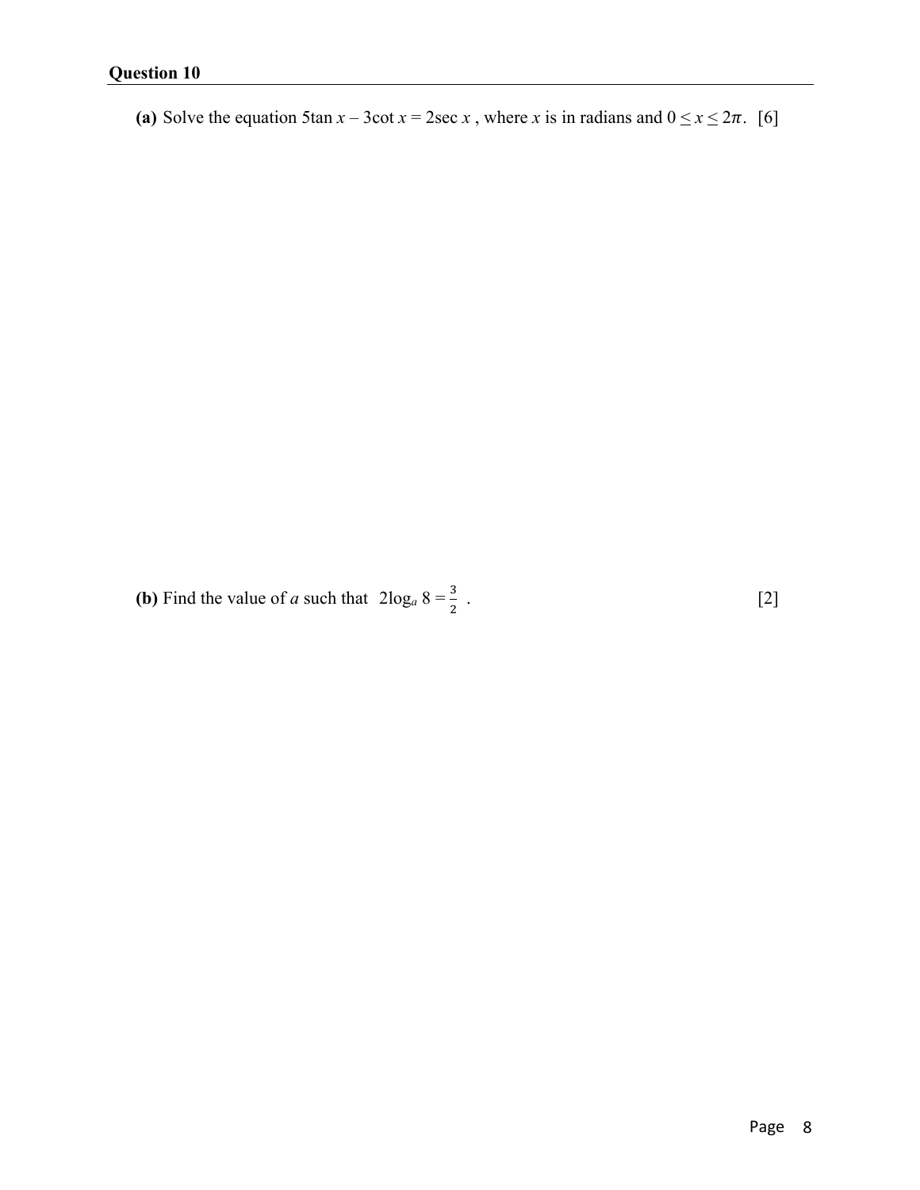## Question 10

**(a)** Solve the equation $5\tan x - 3\cot x = 2\sec x$, where $x$ is in radians and $0 \leq x \leq 2\pi$. [6]

**(b)** Find the value of $a$ such that $2\log_a 8 = \frac{3}{2}$. [2]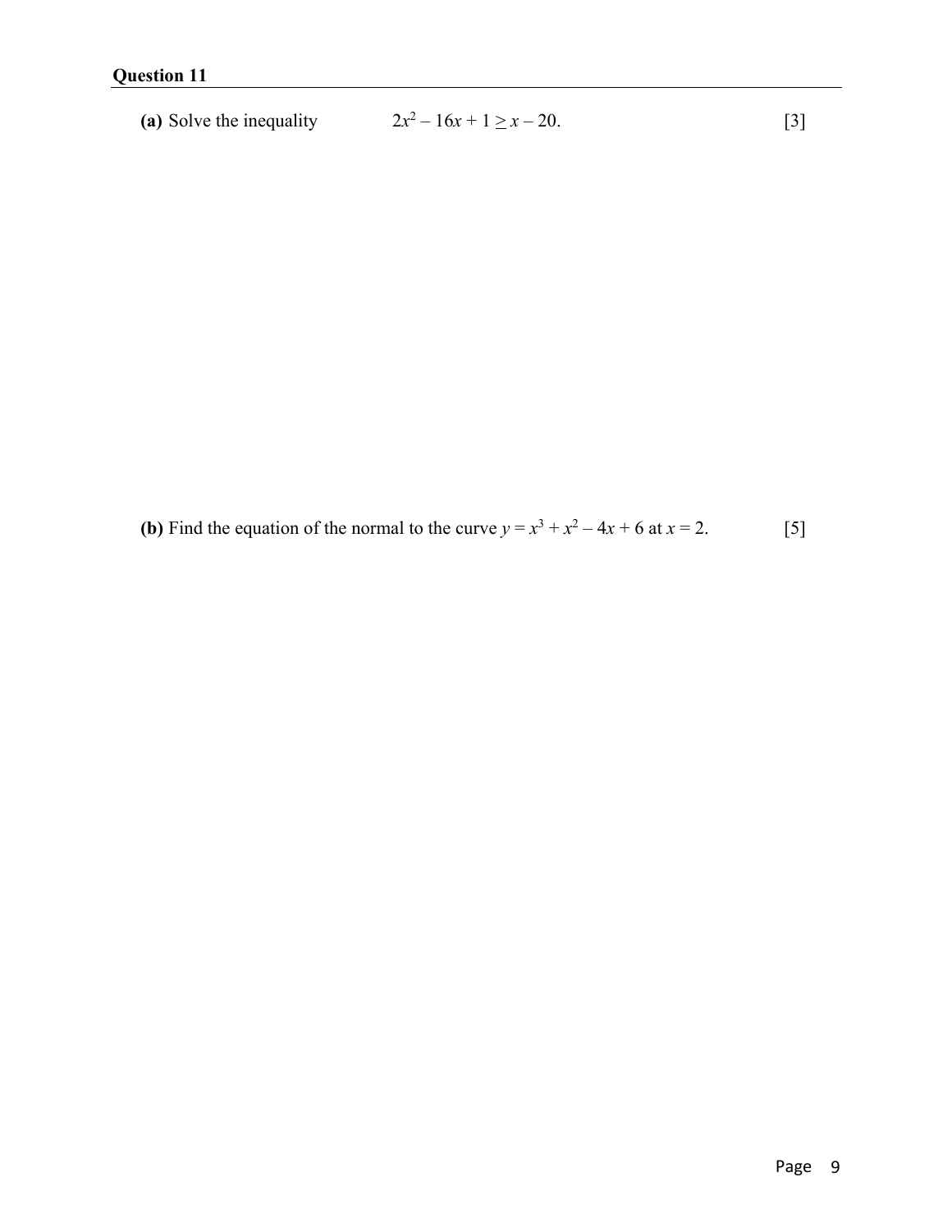**Question 11**

**(a)** Solve the inequality $2x^2 - 16x + 1 \geq x - 20$. [3]

**(b)** Find the equation of the normal to the curve $y = x^3 + x^2 - 4x + 6$ at $x = 2$. [5]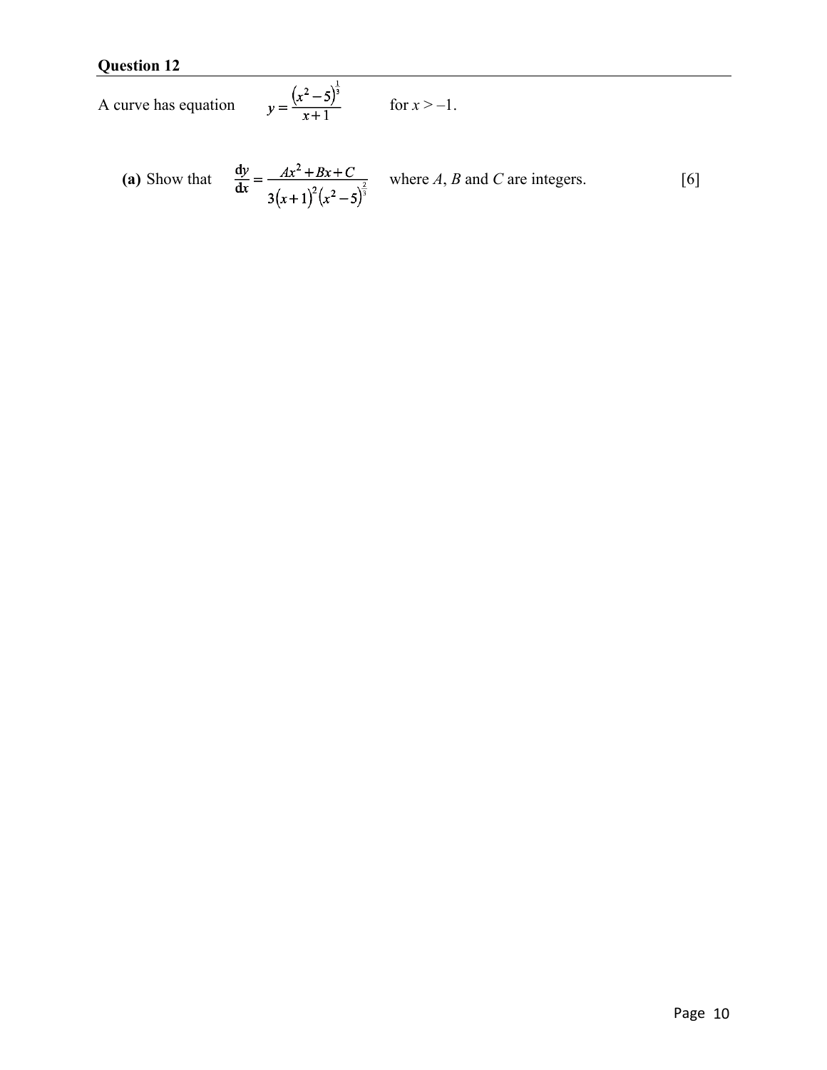**Question 12**

A curve has equation $y = \dfrac{\left(x^2 - 5\right)^{\frac{1}{3}}}{x+1}$ for $x > -1$.

**(a)** Show that $\dfrac{\mathrm{d}y}{\mathrm{d}x} = \dfrac{Ax^2 + Bx + C}{3\left(x+1\right)^2\left(x^2-5\right)^{\frac{2}{3}}}$ where $A$, $B$ and $C$ are integers. [6]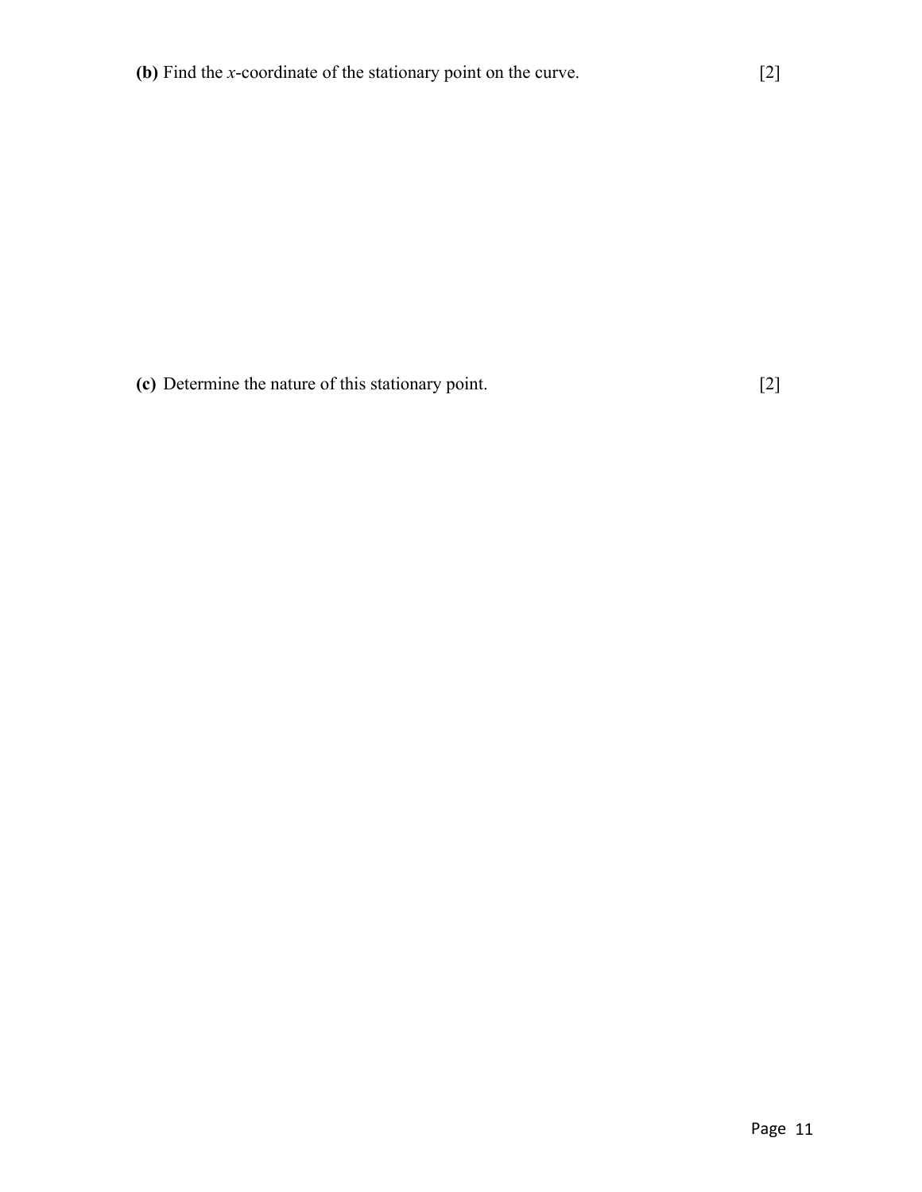**(b)** Find the $x$-coordinate of the stationary point on the curve. [2]

**(c)** Determine the nature of this stationary point. [2]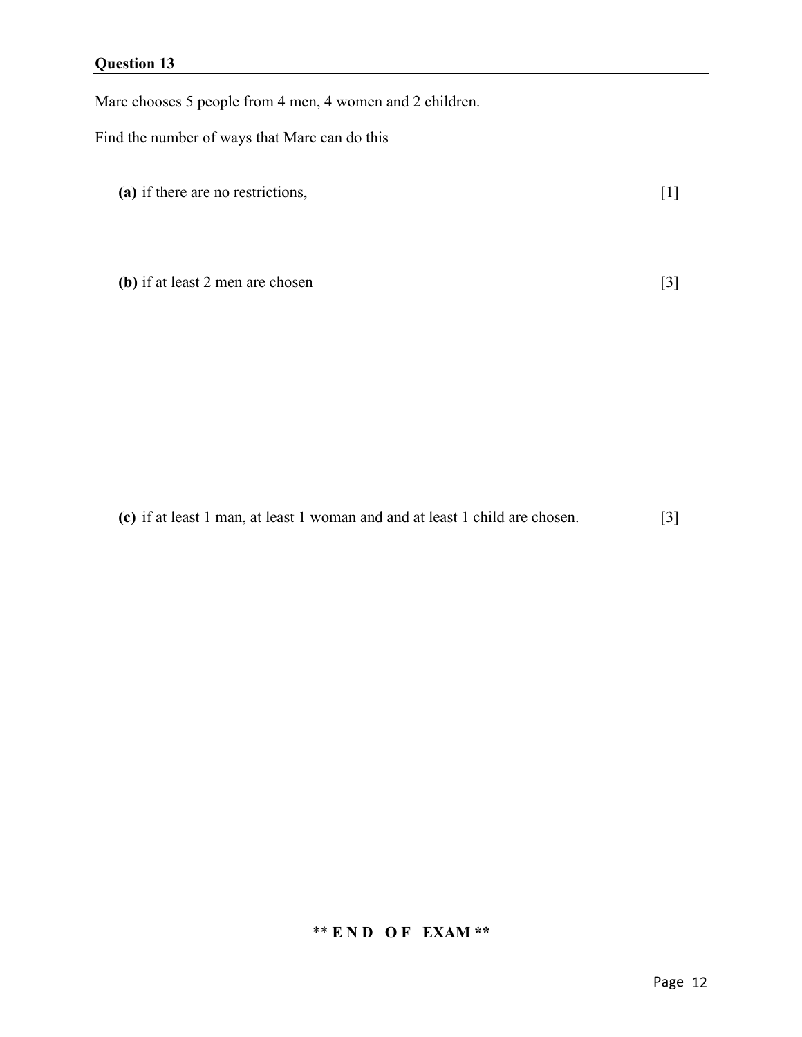## Question 13

Marc chooses 5 people from 4 men, 4 women and 2 children.

Find the number of ways that Marc can do this

**(a)** if there are no restrictions, [1]

**(b)** if at least 2 men are chosen [3]

**(c)** if at least 1 man, at least 1 woman and and at least 1 child are chosen. [3]

** E N D O F EXAM **